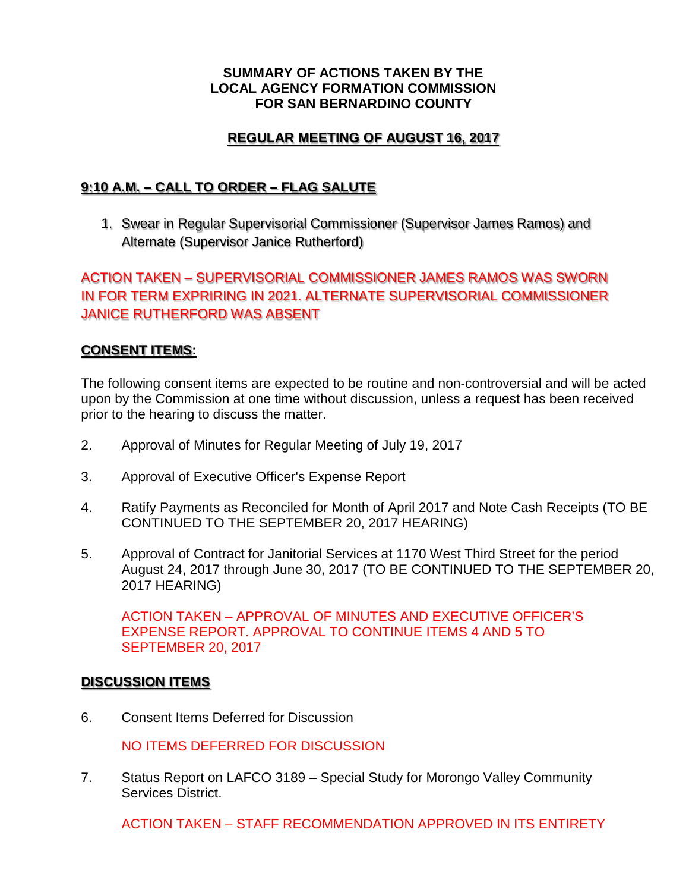**SUMMARY OF ACTIONS TAKEN BY THE
LOCAL AGENCY FORMATION COMMISSION
FOR SAN BERNARDINO COUNTY**

## REGULAR MEETING OF AUGUST 16, 2017

### 9:10 A.M. – CALL TO ORDER – FLAG SALUTE

1. Swear in Regular Supervisorial Commissioner (Supervisor James Ramos) and Alternate (Supervisor Janice Rutherford)

ACTION TAKEN – SUPERVISORIAL COMMISSIONER JAMES RAMOS WAS SWORN IN FOR TERM EXPRIRING IN 2021. ALTERNATE SUPERVISORIAL COMMISSIONER JANICE RUTHERFORD WAS ABSENT

### CONSENT ITEMS:

The following consent items are expected to be routine and non-controversial and will be acted upon by the Commission at one time without discussion, unless a request has been received prior to the hearing to discuss the matter.

2. Approval of Minutes for Regular Meeting of July 19, 2017

3. Approval of Executive Officer's Expense Report

4. Ratify Payments as Reconciled for Month of April 2017 and Note Cash Receipts (TO BE CONTINUED TO THE SEPTEMBER 20, 2017 HEARING)

5. Approval of Contract for Janitorial Services at 1170 West Third Street for the period August 24, 2017 through June 30, 2017 (TO BE CONTINUED TO THE SEPTEMBER 20, 2017 HEARING)

   ACTION TAKEN – APPROVAL OF MINUTES AND EXECUTIVE OFFICER'S EXPENSE REPORT. APPROVAL TO CONTINUE ITEMS 4 AND 5 TO SEPTEMBER 20, 2017

### DISCUSSION ITEMS

6. Consent Items Deferred for Discussion

   NO ITEMS DEFERRED FOR DISCUSSION

7. Status Report on LAFCO 3189 – Special Study for Morongo Valley Community Services District.

   ACTION TAKEN – STAFF RECOMMENDATION APPROVED IN ITS ENTIRETY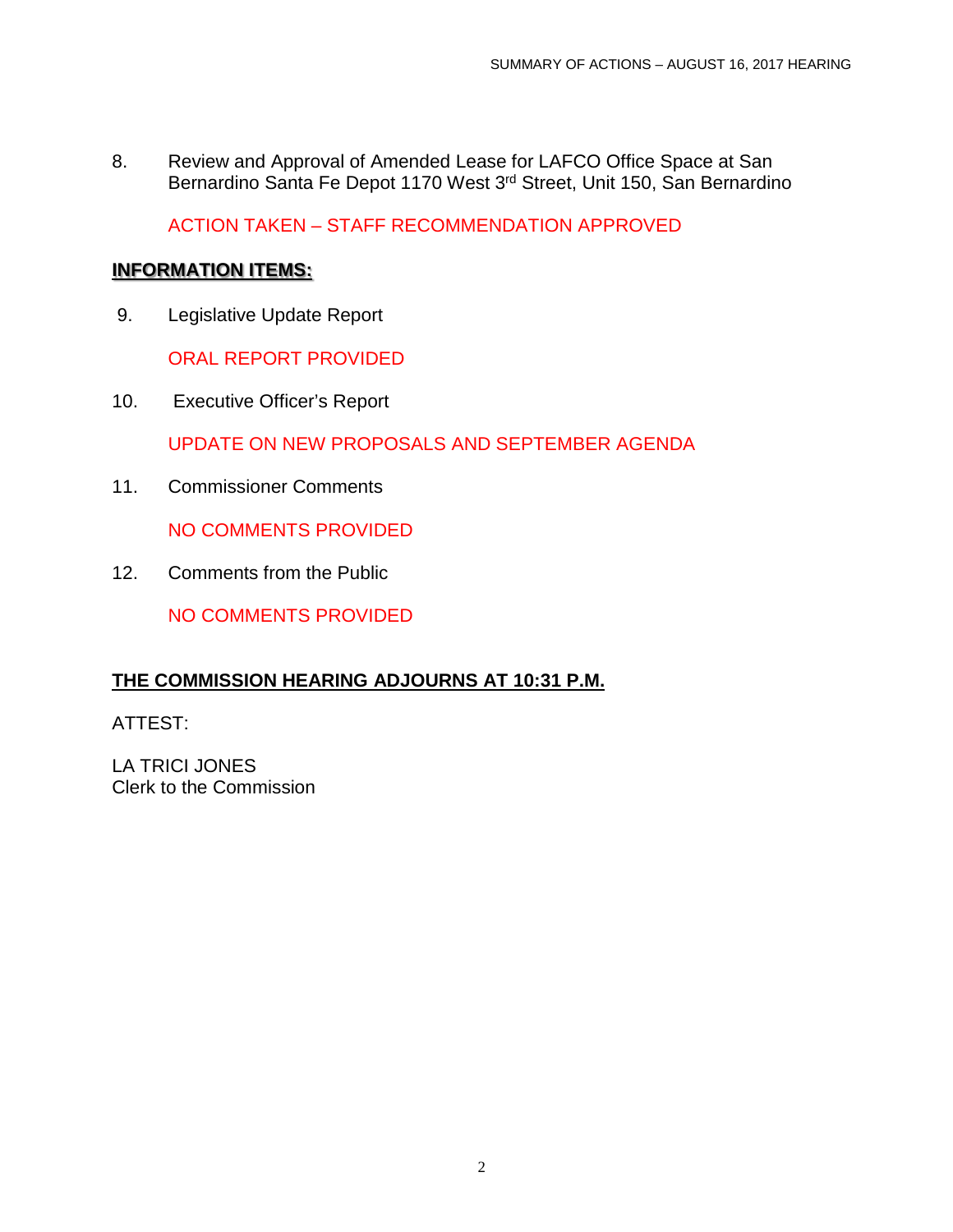8. Review and Approval of Amended Lease for LAFCO Office Space at San Bernardino Santa Fe Depot 1170 West 3rd Street, Unit 150, San Bernardino

   ACTION TAKEN – STAFF RECOMMENDATION APPROVED

## INFORMATION ITEMS:

9. Legislative Update Report

   ORAL REPORT PROVIDED

10. Executive Officer's Report

    UPDATE ON NEW PROPOSALS AND SEPTEMBER AGENDA

11. Commissioner Comments

    NO COMMENTS PROVIDED

12. Comments from the Public

    NO COMMENTS PROVIDED

**THE COMMISSION HEARING ADJOURNS AT 10:31 P.M.**

ATTEST:

LA TRICI JONES
Clerk to the Commission